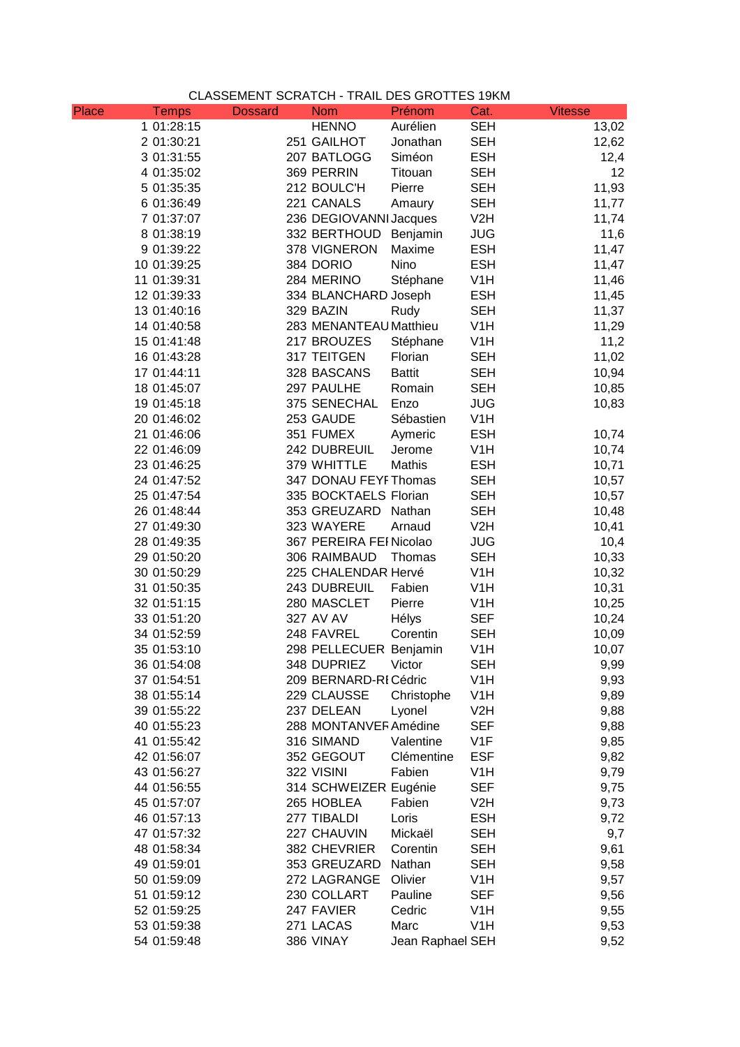CLASSEMENT SCRATCH - TRAIL DES GROTTES 19KM

| Place | Temps | Dossard | Nom | Prénom | Cat. | Vitesse |
|---|---|---|---|---|---|---|
| 1 | 01:28:15 | | HENNO | Aurélien | SEH | 13,02 |
| 2 | 01:30:21 | 251 | GAILHOT | Jonathan | SEH | 12,62 |
| 3 | 01:31:55 | 207 | BATLOGG | Siméon | ESH | 12,4 |
| 4 | 01:35:02 | 369 | PERRIN | Titouan | SEH | 12 |
| 5 | 01:35:35 | 212 | BOULC'H | Pierre | SEH | 11,93 |
| 6 | 01:36:49 | 221 | CANALS | Amaury | SEH | 11,77 |
| 7 | 01:37:07 | 236 | DEGIOVANNI | Jacques | V2H | 11,74 |
| 8 | 01:38:19 | 332 | BERTHOUD | Benjamin | JUG | 11,6 |
| 9 | 01:39:22 | 378 | VIGNERON | Maxime | ESH | 11,47 |
| 10 | 01:39:25 | 384 | DORIO | Nino | ESH | 11,47 |
| 11 | 01:39:31 | 284 | MERINO | Stéphane | V1H | 11,46 |
| 12 | 01:39:33 | 334 | BLANCHARD | Joseph | ESH | 11,45 |
| 13 | 01:40:16 | 329 | BAZIN | Rudy | SEH | 11,37 |
| 14 | 01:40:58 | 283 | MENANTEAU | Matthieu | V1H | 11,29 |
| 15 | 01:41:48 | 217 | BROUZES | Stéphane | V1H | 11,2 |
| 16 | 01:43:28 | 317 | TEITGEN | Florian | SEH | 11,02 |
| 17 | 01:44:11 | 328 | BASCANS | Battit | SEH | 10,94 |
| 18 | 01:45:07 | 297 | PAULHE | Romain | SEH | 10,85 |
| 19 | 01:45:18 | 375 | SENECHAL | Enzo | JUG | 10,83 |
| 20 | 01:46:02 | 253 | GAUDE | Sébastien | V1H | |
| 21 | 01:46:06 | 351 | FUMEX | Aymeric | ESH | 10,74 |
| 22 | 01:46:09 | 242 | DUBREUIL | Jerome | V1H | 10,74 |
| 23 | 01:46:25 | 379 | WHITTLE | Mathis | ESH | 10,71 |
| 24 | 01:47:52 | 347 | DONAU FEYF | Thomas | SEH | 10,57 |
| 25 | 01:47:54 | 335 | BOCKTAELS | Florian | SEH | 10,57 |
| 26 | 01:48:44 | 353 | GREUZARD | Nathan | SEH | 10,48 |
| 27 | 01:49:30 | 323 | WAYERE | Arnaud | V2H | 10,41 |
| 28 | 01:49:35 | 367 | PEREIRA FEI | Nicolao | JUG | 10,4 |
| 29 | 01:50:20 | 306 | RAIMBAUD | Thomas | SEH | 10,33 |
| 30 | 01:50:29 | 225 | CHALENDAR | Hervé | V1H | 10,32 |
| 31 | 01:50:35 | 243 | DUBREUIL | Fabien | V1H | 10,31 |
| 32 | 01:51:15 | 280 | MASCLET | Pierre | V1H | 10,25 |
| 33 | 01:51:20 | 327 | AV AV | Hélys | SEF | 10,24 |
| 34 | 01:52:59 | 248 | FAVREL | Corentin | SEH | 10,09 |
| 35 | 01:53:10 | 298 | PELLECUER | Benjamin | V1H | 10,07 |
| 36 | 01:54:08 | 348 | DUPRIEZ | Victor | SEH | 9,99 |
| 37 | 01:54:51 | 209 | BERNARD-RI | Cédric | V1H | 9,93 |
| 38 | 01:55:14 | 229 | CLAUSSE | Christophe | V1H | 9,89 |
| 39 | 01:55:22 | 237 | DELEAN | Lyonel | V2H | 9,88 |
| 40 | 01:55:23 | 288 | MONTANVEF | Amédine | SEF | 9,88 |
| 41 | 01:55:42 | 316 | SIMAND | Valentine | V1F | 9,85 |
| 42 | 01:56:07 | 352 | GEGOUT | Clémentine | ESF | 9,82 |
| 43 | 01:56:27 | 322 | VISINI | Fabien | V1H | 9,79 |
| 44 | 01:56:55 | 314 | SCHWEIZER | Eugénie | SEF | 9,75 |
| 45 | 01:57:07 | 265 | HOBLEA | Fabien | V2H | 9,73 |
| 46 | 01:57:13 | 277 | TIBALDI | Loris | ESH | 9,72 |
| 47 | 01:57:32 | 227 | CHAUVIN | Mickaël | SEH | 9,7 |
| 48 | 01:58:34 | 382 | CHEVRIER | Corentin | SEH | 9,61 |
| 49 | 01:59:01 | 353 | GREUZARD | Nathan | SEH | 9,58 |
| 50 | 01:59:09 | 272 | LAGRANGE | Olivier | V1H | 9,57 |
| 51 | 01:59:12 | 230 | COLLART | Pauline | SEF | 9,56 |
| 52 | 01:59:25 | 247 | FAVIER | Cedric | V1H | 9,55 |
| 53 | 01:59:38 | 271 | LACAS | Marc | V1H | 9,53 |
| 54 | 01:59:48 | 386 | VINAY | Jean Raphael | SEH | 9,52 |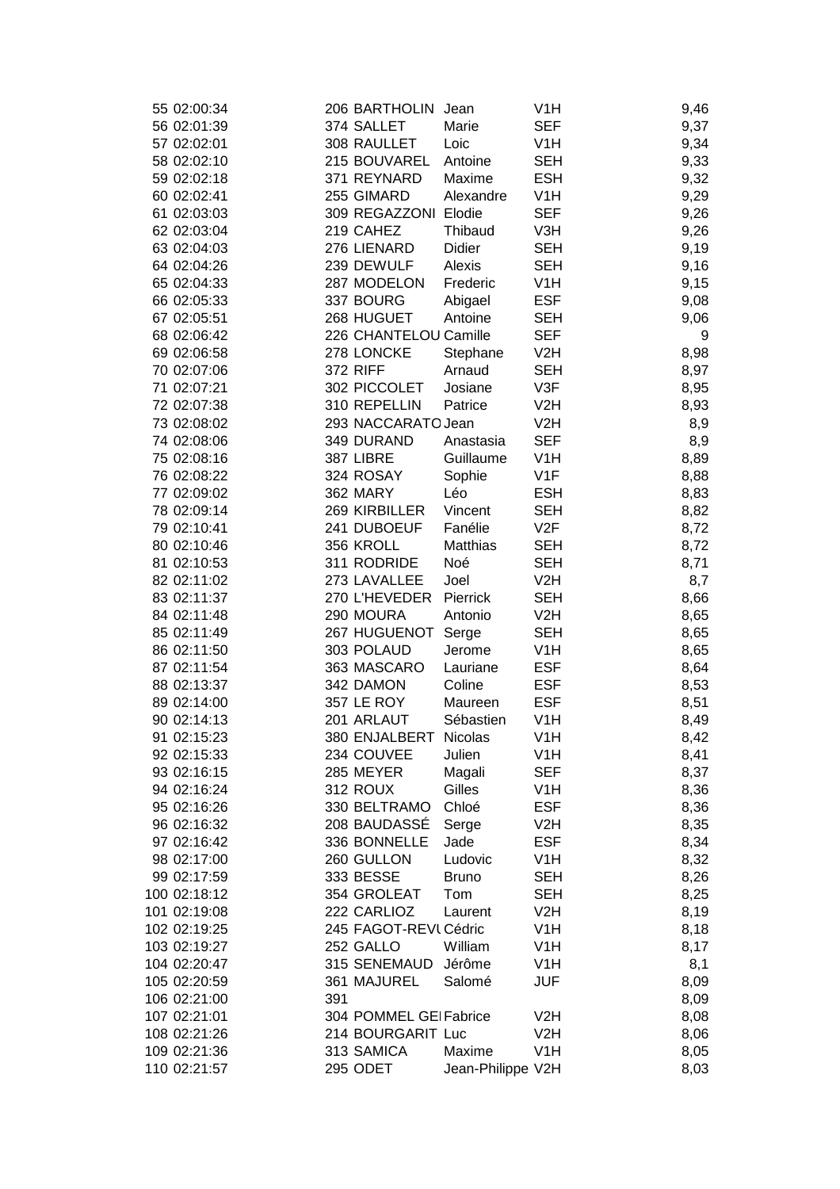| | | | | | | |
|---|---|---|---|---|---|---|
| 55 | 02:00:34 | 206 | BARTHOLIN | Jean | V1H | 9,46 |
| 56 | 02:01:39 | 374 | SALLET | Marie | SEF | 9,37 |
| 57 | 02:02:01 | 308 | RAULLET | Loic | V1H | 9,34 |
| 58 | 02:02:10 | 215 | BOUVAREL | Antoine | SEH | 9,33 |
| 59 | 02:02:18 | 371 | REYNARD | Maxime | ESH | 9,32 |
| 60 | 02:02:41 | 255 | GIMARD | Alexandre | V1H | 9,29 |
| 61 | 02:03:03 | 309 | REGAZZONI | Elodie | SEF | 9,26 |
| 62 | 02:03:04 | 219 | CAHEZ | Thibaud | V3H | 9,26 |
| 63 | 02:04:03 | 276 | LIENARD | Didier | SEH | 9,19 |
| 64 | 02:04:26 | 239 | DEWULF | Alexis | SEH | 9,16 |
| 65 | 02:04:33 | 287 | MODELON | Frederic | V1H | 9,15 |
| 66 | 02:05:33 | 337 | BOURG | Abigael | ESF | 9,08 |
| 67 | 02:05:51 | 268 | HUGUET | Antoine | SEH | 9,06 |
| 68 | 02:06:42 | 226 | CHANTELOU | Camille | SEF | 9 |
| 69 | 02:06:58 | 278 | LONCKE | Stephane | V2H | 8,98 |
| 70 | 02:07:06 | 372 | RIFF | Arnaud | SEH | 8,97 |
| 71 | 02:07:21 | 302 | PICCOLET | Josiane | V3F | 8,95 |
| 72 | 02:07:38 | 310 | REPELLIN | Patrice | V2H | 8,93 |
| 73 | 02:08:02 | 293 | NACCARATO | Jean | V2H | 8,9 |
| 74 | 02:08:06 | 349 | DURAND | Anastasia | SEF | 8,9 |
| 75 | 02:08:16 | 387 | LIBRE | Guillaume | V1H | 8,89 |
| 76 | 02:08:22 | 324 | ROSAY | Sophie | V1F | 8,88 |
| 77 | 02:09:02 | 362 | MARY | Léo | ESH | 8,83 |
| 78 | 02:09:14 | 269 | KIRBILLER | Vincent | SEH | 8,82 |
| 79 | 02:10:41 | 241 | DUBOEUF | Fanélie | V2F | 8,72 |
| 80 | 02:10:46 | 356 | KROLL | Matthias | SEH | 8,72 |
| 81 | 02:10:53 | 311 | RODRIDE | Noé | SEH | 8,71 |
| 82 | 02:11:02 | 273 | LAVALLEE | Joel | V2H | 8,7 |
| 83 | 02:11:37 | 270 | L'HEVEDER | Pierrick | SEH | 8,66 |
| 84 | 02:11:48 | 290 | MOURA | Antonio | V2H | 8,65 |
| 85 | 02:11:49 | 267 | HUGUENOT | Serge | SEH | 8,65 |
| 86 | 02:11:50 | 303 | POLAUD | Jerome | V1H | 8,65 |
| 87 | 02:11:54 | 363 | MASCARO | Lauriane | ESF | 8,64 |
| 88 | 02:13:37 | 342 | DAMON | Coline | ESF | 8,53 |
| 89 | 02:14:00 | 357 | LE ROY | Maureen | ESF | 8,51 |
| 90 | 02:14:13 | 201 | ARLAUT | Sébastien | V1H | 8,49 |
| 91 | 02:15:23 | 380 | ENJALBERT | Nicolas | V1H | 8,42 |
| 92 | 02:15:33 | 234 | COUVEE | Julien | V1H | 8,41 |
| 93 | 02:16:15 | 285 | MEYER | Magali | SEF | 8,37 |
| 94 | 02:16:24 | 312 | ROUX | Gilles | V1H | 8,36 |
| 95 | 02:16:26 | 330 | BELTRAMO | Chloé | ESF | 8,36 |
| 96 | 02:16:32 | 208 | BAUDASSÉ | Serge | V2H | 8,35 |
| 97 | 02:16:42 | 336 | BONNELLE | Jade | ESF | 8,34 |
| 98 | 02:17:00 | 260 | GULLON | Ludovic | V1H | 8,32 |
| 99 | 02:17:59 | 333 | BESSE | Bruno | SEH | 8,26 |
| 100 | 02:18:12 | 354 | GROLEAT | Tom | SEH | 8,25 |
| 101 | 02:19:08 | 222 | CARLIOZ | Laurent | V2H | 8,19 |
| 102 | 02:19:25 | 245 | FAGOT-REVU | Cédric | V1H | 8,18 |
| 103 | 02:19:27 | 252 | GALLO | William | V1H | 8,17 |
| 104 | 02:20:47 | 315 | SENEMAUD | Jérôme | V1H | 8,1 |
| 105 | 02:20:59 | 361 | MAJUREL | Salomé | JUF | 8,09 |
| 106 | 02:21:00 | 391 | | | | 8,09 |
| 107 | 02:21:01 | 304 | POMMEL GE | Fabrice | V2H | 8,08 |
| 108 | 02:21:26 | 214 | BOURGARIT | Luc | V2H | 8,06 |
| 109 | 02:21:36 | 313 | SAMICA | Maxime | V1H | 8,05 |
| 110 | 02:21:57 | 295 | ODET | Jean-Philippe | V2H | 8,03 |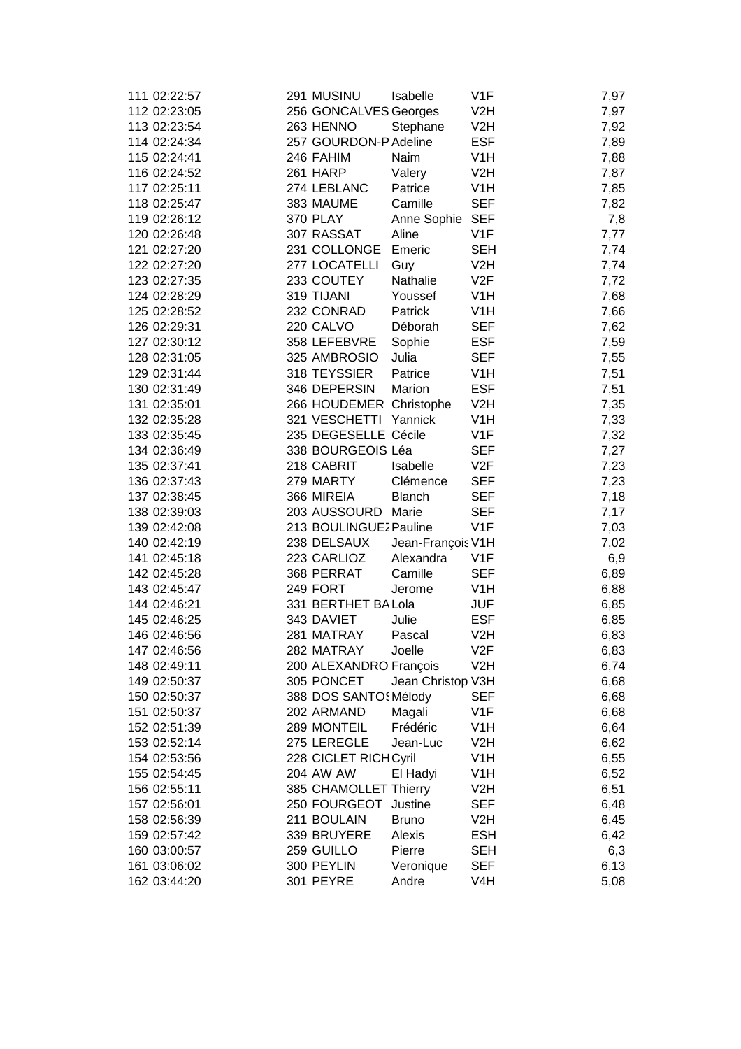| | | | | | | |
|---|---|---|---|---|---|---|
| 111 | 02:22:57 | 291 | MUSINU | Isabelle | V1F | 7,97 |
| 112 | 02:23:05 | 256 | GONCALVES | Georges | V2H | 7,97 |
| 113 | 02:23:54 | 263 | HENNO | Stephane | V2H | 7,92 |
| 114 | 02:24:34 | 257 | GOURDON-P | Adeline | ESF | 7,89 |
| 115 | 02:24:41 | 246 | FAHIM | Naim | V1H | 7,88 |
| 116 | 02:24:52 | 261 | HARP | Valery | V2H | 7,87 |
| 117 | 02:25:11 | 274 | LEBLANC | Patrice | V1H | 7,85 |
| 118 | 02:25:47 | 383 | MAUME | Camille | SEF | 7,82 |
| 119 | 02:26:12 | 370 | PLAY | Anne Sophie | SEF | 7,8 |
| 120 | 02:26:48 | 307 | RASSAT | Aline | V1F | 7,77 |
| 121 | 02:27:20 | 231 | COLLONGE | Emeric | SEH | 7,74 |
| 122 | 02:27:20 | 277 | LOCATELLI | Guy | V2H | 7,74 |
| 123 | 02:27:35 | 233 | COUTEY | Nathalie | V2F | 7,72 |
| 124 | 02:28:29 | 319 | TIJANI | Youssef | V1H | 7,68 |
| 125 | 02:28:52 | 232 | CONRAD | Patrick | V1H | 7,66 |
| 126 | 02:29:31 | 220 | CALVO | Déborah | SEF | 7,62 |
| 127 | 02:30:12 | 358 | LEFEBVRE | Sophie | ESF | 7,59 |
| 128 | 02:31:05 | 325 | AMBROSIO | Julia | SEF | 7,55 |
| 129 | 02:31:44 | 318 | TEYSSIER | Patrice | V1H | 7,51 |
| 130 | 02:31:49 | 346 | DEPERSIN | Marion | ESF | 7,51 |
| 131 | 02:35:01 | 266 | HOUDEMER | Christophe | V2H | 7,35 |
| 132 | 02:35:28 | 321 | VESCHETTI | Yannick | V1H | 7,33 |
| 133 | 02:35:45 | 235 | DEGESELLE | Cécile | V1F | 7,32 |
| 134 | 02:36:49 | 338 | BOURGEOIS | Léa | SEF | 7,27 |
| 135 | 02:37:41 | 218 | CABRIT | Isabelle | V2F | 7,23 |
| 136 | 02:37:43 | 279 | MARTY | Clémence | SEF | 7,23 |
| 137 | 02:38:45 | 366 | MIREIA | Blanch | SEF | 7,18 |
| 138 | 02:39:03 | 203 | AUSSOURD | Marie | SEF | 7,17 |
| 139 | 02:42:08 | 213 | BOULINGUEZ | Pauline | V1F | 7,03 |
| 140 | 02:42:19 | 238 | DELSAUX | Jean-François | V1H | 7,02 |
| 141 | 02:45:18 | 223 | CARLIOZ | Alexandra | V1F | 6,9 |
| 142 | 02:45:28 | 368 | PERRAT | Camille | SEF | 6,89 |
| 143 | 02:45:47 | 249 | FORT | Jerome | V1H | 6,88 |
| 144 | 02:46:21 | 331 | BERTHET BA | Lola | JUF | 6,85 |
| 145 | 02:46:25 | 343 | DAVIET | Julie | ESF | 6,85 |
| 146 | 02:46:56 | 281 | MATRAY | Pascal | V2H | 6,83 |
| 147 | 02:46:56 | 282 | MATRAY | Joelle | V2F | 6,83 |
| 148 | 02:49:11 | 200 | ALEXANDRO | François | V2H | 6,74 |
| 149 | 02:50:37 | 305 | PONCET | Jean Christop | V3H | 6,68 |
| 150 | 02:50:37 | 388 | DOS SANTOS | Mélody | SEF | 6,68 |
| 151 | 02:50:37 | 202 | ARMAND | Magali | V1F | 6,68 |
| 152 | 02:51:39 | 289 | MONTEIL | Frédéric | V1H | 6,64 |
| 153 | 02:52:14 | 275 | LEREGLE | Jean-Luc | V2H | 6,62 |
| 154 | 02:53:56 | 228 | CICLET RICH | Cyril | V1H | 6,55 |
| 155 | 02:54:45 | 204 | AW AW | El Hadyi | V1H | 6,52 |
| 156 | 02:55:11 | 385 | CHAMOLLET | Thierry | V2H | 6,51 |
| 157 | 02:56:01 | 250 | FOURGEOT | Justine | SEF | 6,48 |
| 158 | 02:56:39 | 211 | BOULAIN | Bruno | V2H | 6,45 |
| 159 | 02:57:42 | 339 | BRUYERE | Alexis | ESH | 6,42 |
| 160 | 03:00:57 | 259 | GUILLO | Pierre | SEH | 6,3 |
| 161 | 03:06:02 | 300 | PEYLIN | Veronique | SEF | 6,13 |
| 162 | 03:44:20 | 301 | PEYRE | Andre | V4H | 5,08 |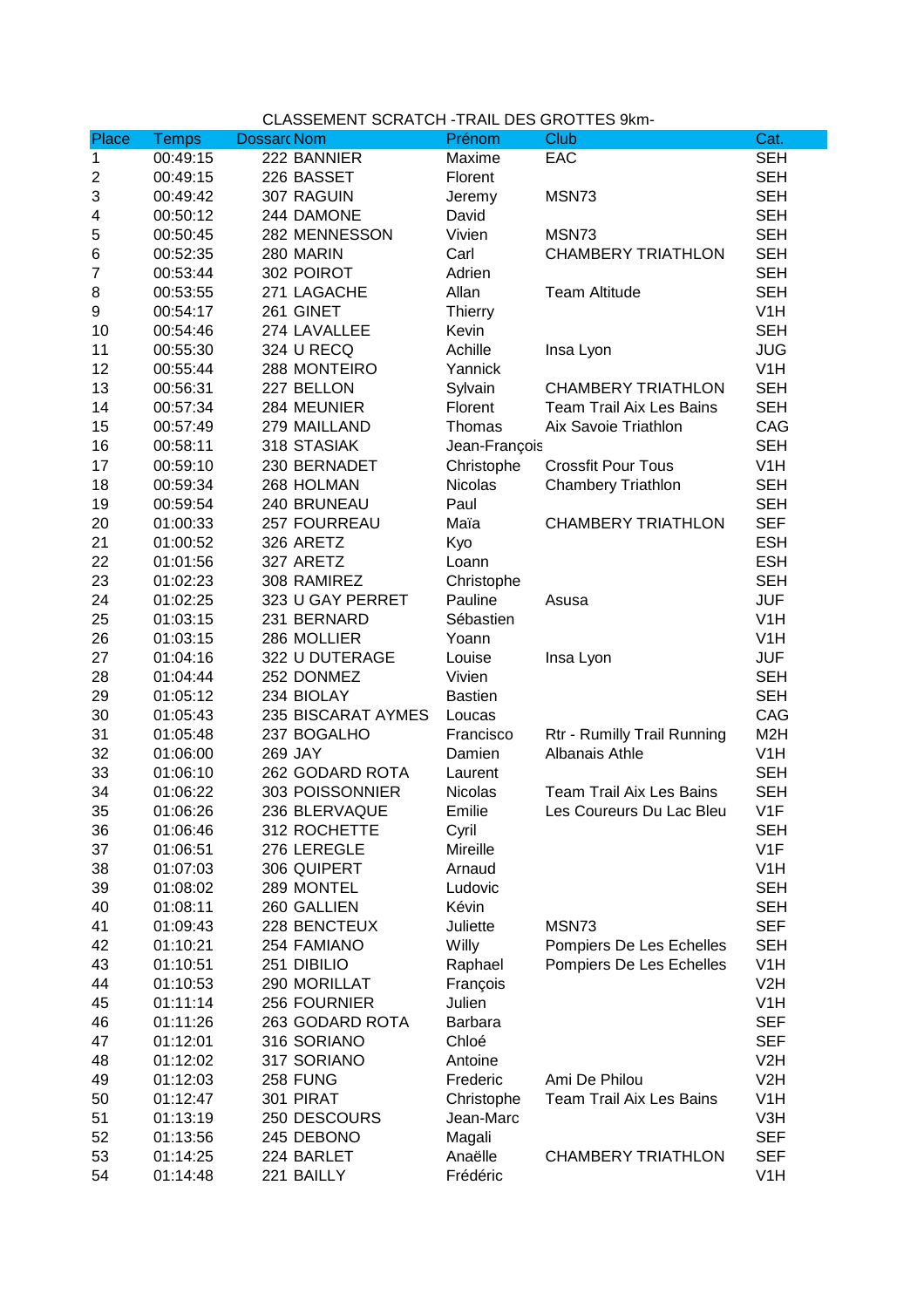CLASSEMENT SCRATCH -TRAIL DES GROTTES 9km-

| Place | Temps | Dossard | Nom | Prénom | Club | Cat. |
|---|---|---|---|---|---|---|
| 1 | 00:49:15 | 222 | BANNIER | Maxime | EAC | SEH |
| 2 | 00:49:15 | 226 | BASSET | Florent | | SEH |
| 3 | 00:49:42 | 307 | RAGUIN | Jeremy | MSN73 | SEH |
| 4 | 00:50:12 | 244 | DAMONE | David | | SEH |
| 5 | 00:50:45 | 282 | MENNESSON | Vivien | MSN73 | SEH |
| 6 | 00:52:35 | 280 | MARIN | Carl | CHAMBERY TRIATHLON | SEH |
| 7 | 00:53:44 | 302 | POIROT | Adrien | | SEH |
| 8 | 00:53:55 | 271 | LAGACHE | Allan | Team Altitude | SEH |
| 9 | 00:54:17 | 261 | GINET | Thierry | | V1H |
| 10 | 00:54:46 | 274 | LAVALLEE | Kevin | | SEH |
| 11 | 00:55:30 | 324 | U RECQ | Achille | Insa Lyon | JUG |
| 12 | 00:55:44 | 288 | MONTEIRO | Yannick | | V1H |
| 13 | 00:56:31 | 227 | BELLON | Sylvain | CHAMBERY TRIATHLON | SEH |
| 14 | 00:57:34 | 284 | MEUNIER | Florent | Team Trail Aix Les Bains | SEH |
| 15 | 00:57:49 | 279 | MAILLAND | Thomas | Aix Savoie Triathlon | CAG |
| 16 | 00:58:11 | 318 | STASIAK | Jean-François | | SEH |
| 17 | 00:59:10 | 230 | BERNADET | Christophe | Crossfit Pour Tous | V1H |
| 18 | 00:59:34 | 268 | HOLMAN | Nicolas | Chambery Triathlon | SEH |
| 19 | 00:59:54 | 240 | BRUNEAU | Paul | | SEH |
| 20 | 01:00:33 | 257 | FOURREAU | Maïa | CHAMBERY TRIATHLON | SEF |
| 21 | 01:00:52 | 326 | ARETZ | Kyo | | ESH |
| 22 | 01:01:56 | 327 | ARETZ | Loann | | ESH |
| 23 | 01:02:23 | 308 | RAMIREZ | Christophe | | SEH |
| 24 | 01:02:25 | 323 | U GAY PERRET | Pauline | Asusa | JUF |
| 25 | 01:03:15 | 231 | BERNARD | Sébastien | | V1H |
| 26 | 01:03:15 | 286 | MOLLIER | Yoann | | V1H |
| 27 | 01:04:16 | 322 | U DUTERAGE | Louise | Insa Lyon | JUF |
| 28 | 01:04:44 | 252 | DONMEZ | Vivien | | SEH |
| 29 | 01:05:12 | 234 | BIOLAY | Bastien | | SEH |
| 30 | 01:05:43 | 235 | BISCARAT AYMES | Loucas | | CAG |
| 31 | 01:05:48 | 237 | BOGALHO | Francisco | Rtr - Rumilly Trail Running | M2H |
| 32 | 01:06:00 | 269 | JAY | Damien | Albanais Athle | V1H |
| 33 | 01:06:10 | 262 | GODARD ROTA | Laurent | | SEH |
| 34 | 01:06:22 | 303 | POISSONNIER | Nicolas | Team Trail Aix Les Bains | SEH |
| 35 | 01:06:26 | 236 | BLERVAQUE | Emilie | Les Coureurs Du Lac Bleu | V1F |
| 36 | 01:06:46 | 312 | ROCHETTE | Cyril | | SEH |
| 37 | 01:06:51 | 276 | LEREGLE | Mireille | | V1F |
| 38 | 01:07:03 | 306 | QUIPERT | Arnaud | | V1H |
| 39 | 01:08:02 | 289 | MONTEL | Ludovic | | SEH |
| 40 | 01:08:11 | 260 | GALLIEN | Kévin | | SEH |
| 41 | 01:09:43 | 228 | BENCTEUX | Juliette | MSN73 | SEF |
| 42 | 01:10:21 | 254 | FAMIANO | Willy | Pompiers De Les Echelles | SEH |
| 43 | 01:10:51 | 251 | DIBILIO | Raphael | Pompiers De Les Echelles | V1H |
| 44 | 01:10:53 | 290 | MORILLAT | François | | V2H |
| 45 | 01:11:14 | 256 | FOURNIER | Julien | | V1H |
| 46 | 01:11:26 | 263 | GODARD ROTA | Barbara | | SEF |
| 47 | 01:12:01 | 316 | SORIANO | Chloé | | SEF |
| 48 | 01:12:02 | 317 | SORIANO | Antoine | | V2H |
| 49 | 01:12:03 | 258 | FUNG | Frederic | Ami De Philou | V2H |
| 50 | 01:12:47 | 301 | PIRAT | Christophe | Team Trail Aix Les Bains | V1H |
| 51 | 01:13:19 | 250 | DESCOURS | Jean-Marc | | V3H |
| 52 | 01:13:56 | 245 | DEBONO | Magali | | SEF |
| 53 | 01:14:25 | 224 | BARLET | Anaëlle | CHAMBERY TRIATHLON | SEF |
| 54 | 01:14:48 | 221 | BAILLY | Frédéric | | V1H |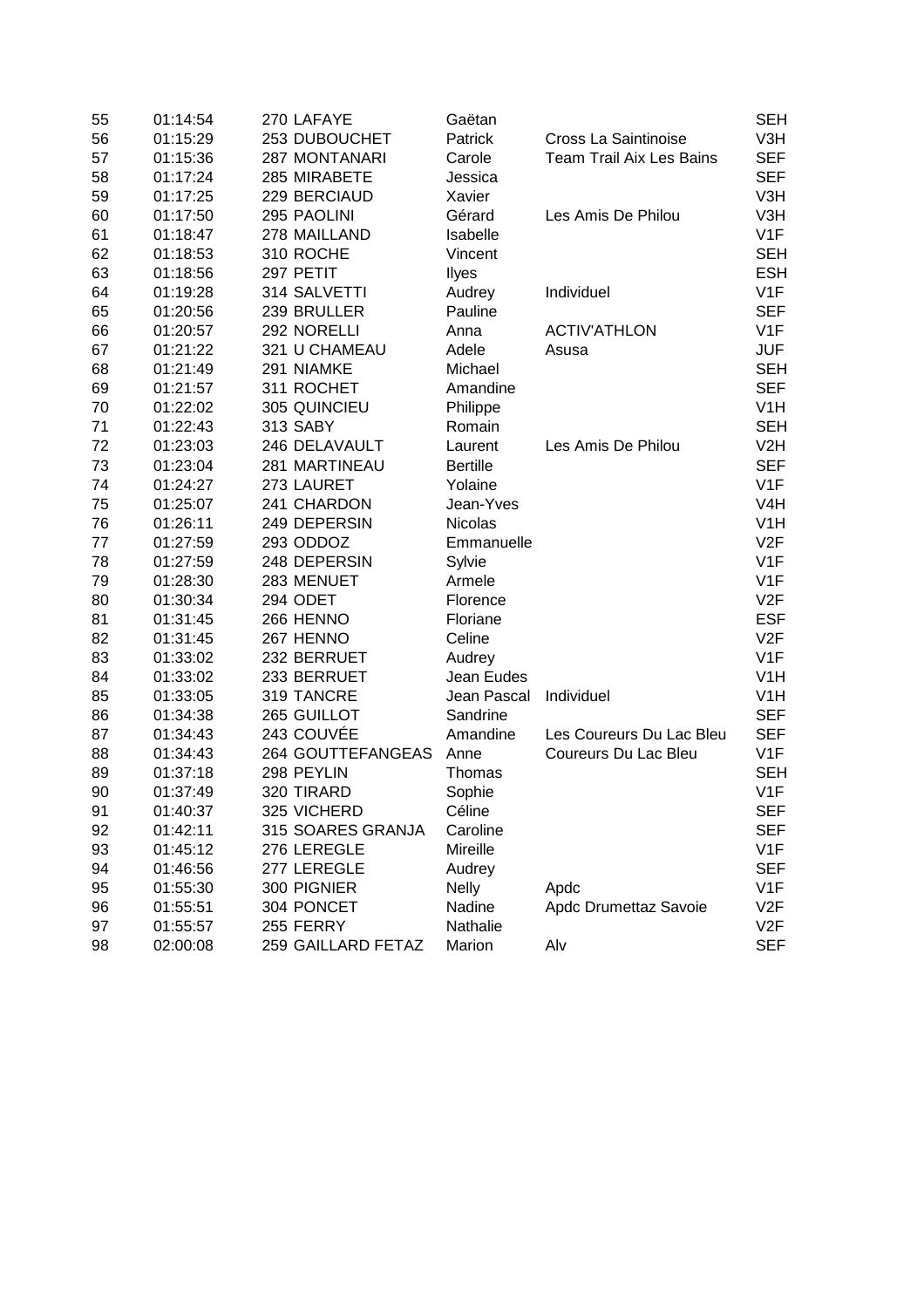| | | | | | |
|---|---|---|---|---|---|
| 55 | 01:14:54 | 270 LAFAYE | Gaëtan | | SEH |
| 56 | 01:15:29 | 253 DUBOUCHET | Patrick | Cross La Saintinoise | V3H |
| 57 | 01:15:36 | 287 MONTANARI | Carole | Team Trail Aix Les Bains | SEF |
| 58 | 01:17:24 | 285 MIRABETE | Jessica | | SEF |
| 59 | 01:17:25 | 229 BERCIAUD | Xavier | | V3H |
| 60 | 01:17:50 | 295 PAOLINI | Gérard | Les Amis De Philou | V3H |
| 61 | 01:18:47 | 278 MAILLAND | Isabelle | | V1F |
| 62 | 01:18:53 | 310 ROCHE | Vincent | | SEH |
| 63 | 01:18:56 | 297 PETIT | Ilyes | | ESH |
| 64 | 01:19:28 | 314 SALVETTI | Audrey | Individuel | V1F |
| 65 | 01:20:56 | 239 BRULLER | Pauline | | SEF |
| 66 | 01:20:57 | 292 NORELLI | Anna | ACTIV'ATHLON | V1F |
| 67 | 01:21:22 | 321 U CHAMEAU | Adele | Asusa | JUF |
| 68 | 01:21:49 | 291 NIAMKE | Michael | | SEH |
| 69 | 01:21:57 | 311 ROCHET | Amandine | | SEF |
| 70 | 01:22:02 | 305 QUINCIEU | Philippe | | V1H |
| 71 | 01:22:43 | 313 SABY | Romain | | SEH |
| 72 | 01:23:03 | 246 DELAVAULT | Laurent | Les Amis De Philou | V2H |
| 73 | 01:23:04 | 281 MARTINEAU | Bertille | | SEF |
| 74 | 01:24:27 | 273 LAURET | Yolaine | | V1F |
| 75 | 01:25:07 | 241 CHARDON | Jean-Yves | | V4H |
| 76 | 01:26:11 | 249 DEPERSIN | Nicolas | | V1H |
| 77 | 01:27:59 | 293 ODDOZ | Emmanuelle | | V2F |
| 78 | 01:27:59 | 248 DEPERSIN | Sylvie | | V1F |
| 79 | 01:28:30 | 283 MENUET | Armele | | V1F |
| 80 | 01:30:34 | 294 ODET | Florence | | V2F |
| 81 | 01:31:45 | 266 HENNO | Floriane | | ESF |
| 82 | 01:31:45 | 267 HENNO | Celine | | V2F |
| 83 | 01:33:02 | 232 BERRUET | Audrey | | V1F |
| 84 | 01:33:02 | 233 BERRUET | Jean Eudes | | V1H |
| 85 | 01:33:05 | 319 TANCRE | Jean Pascal | Individuel | V1H |
| 86 | 01:34:38 | 265 GUILLOT | Sandrine | | SEF |
| 87 | 01:34:43 | 243 COUVÉE | Amandine | Les Coureurs Du Lac Bleu | SEF |
| 88 | 01:34:43 | 264 GOUTTEFANGEAS | Anne | Coureurs Du Lac Bleu | V1F |
| 89 | 01:37:18 | 298 PEYLIN | Thomas | | SEH |
| 90 | 01:37:49 | 320 TIRARD | Sophie | | V1F |
| 91 | 01:40:37 | 325 VICHERD | Céline | | SEF |
| 92 | 01:42:11 | 315 SOARES GRANJA | Caroline | | SEF |
| 93 | 01:45:12 | 276 LEREGLE | Mireille | | V1F |
| 94 | 01:46:56 | 277 LEREGLE | Audrey | | SEF |
| 95 | 01:55:30 | 300 PIGNIER | Nelly | Apdc | V1F |
| 96 | 01:55:51 | 304 PONCET | Nadine | Apdc Drumettaz Savoie | V2F |
| 97 | 01:55:57 | 255 FERRY | Nathalie | | V2F |
| 98 | 02:00:08 | 259 GAILLARD FETAZ | Marion | Alv | SEF |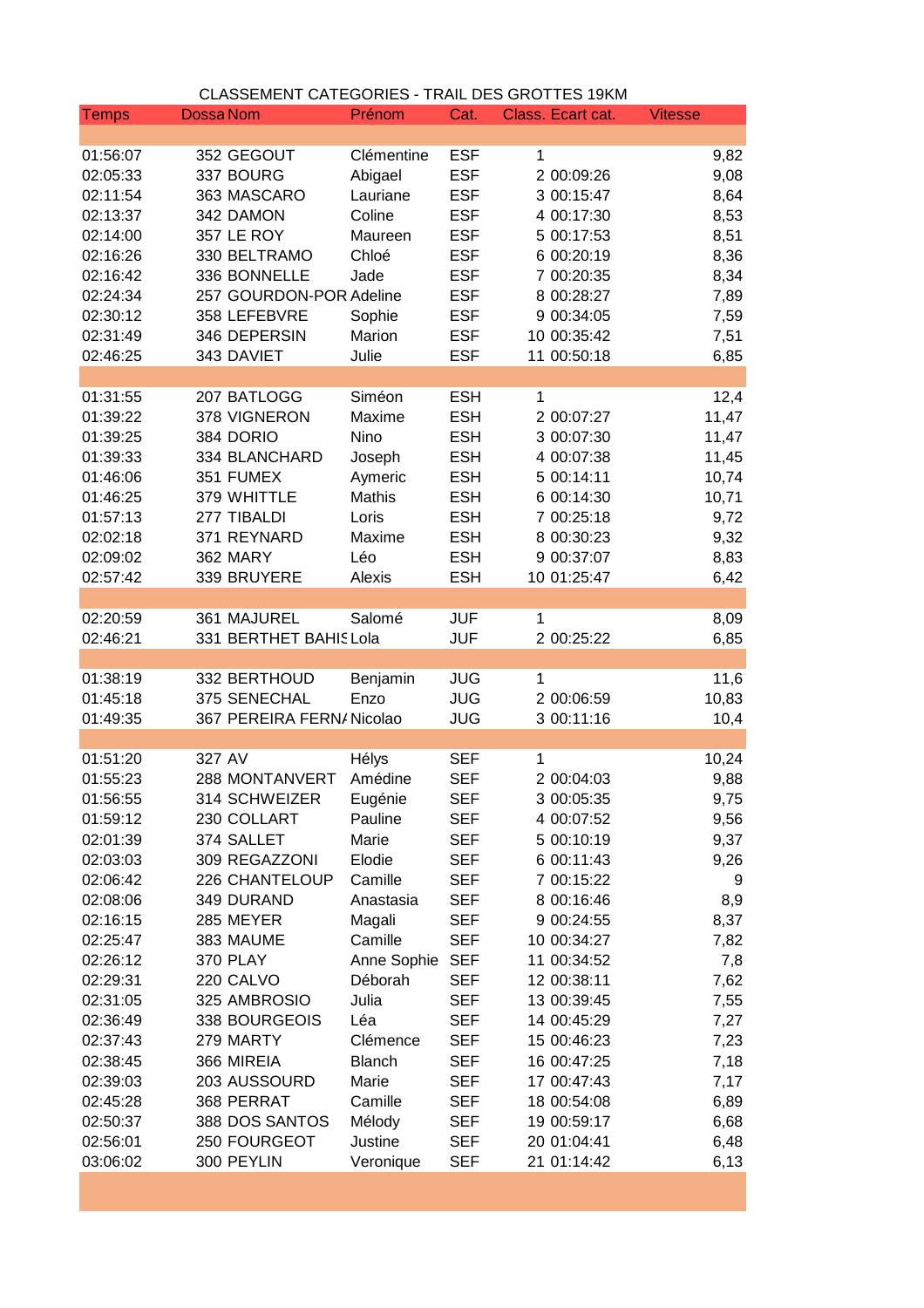## CLASSEMENT CATEGORIES - TRAIL DES GROTTES 19KM

| Temps | Dossa | Nom | Prénom | Cat. | Class. | Ecart cat. | Vitesse |
|---|---|---|---|---|---|---|---|
| | | | | | | | |
| 01:56:07 | 352 | GEGOUT | Clémentine | ESF | 1 | | 9,82 |
| 02:05:33 | 337 | BOURG | Abigael | ESF | 2 | 00:09:26 | 9,08 |
| 02:11:54 | 363 | MASCARO | Lauriane | ESF | 3 | 00:15:47 | 8,64 |
| 02:13:37 | 342 | DAMON | Coline | ESF | 4 | 00:17:30 | 8,53 |
| 02:14:00 | 357 | LE ROY | Maureen | ESF | 5 | 00:17:53 | 8,51 |
| 02:16:26 | 330 | BELTRAMO | Chloé | ESF | 6 | 00:20:19 | 8,36 |
| 02:16:42 | 336 | BONNELLE | Jade | ESF | 7 | 00:20:35 | 8,34 |
| 02:24:34 | 257 | GOURDON-POR | Adeline | ESF | 8 | 00:28:27 | 7,89 |
| 02:30:12 | 358 | LEFEBVRE | Sophie | ESF | 9 | 00:34:05 | 7,59 |
| 02:31:49 | 346 | DEPERSIN | Marion | ESF | 10 | 00:35:42 | 7,51 |
| 02:46:25 | 343 | DAVIET | Julie | ESF | 11 | 00:50:18 | 6,85 |
| | | | | | | | |
| 01:31:55 | 207 | BATLOGG | Siméon | ESH | 1 | | 12,4 |
| 01:39:22 | 378 | VIGNERON | Maxime | ESH | 2 | 00:07:27 | 11,47 |
| 01:39:25 | 384 | DORIO | Nino | ESH | 3 | 00:07:30 | 11,47 |
| 01:39:33 | 334 | BLANCHARD | Joseph | ESH | 4 | 00:07:38 | 11,45 |
| 01:46:06 | 351 | FUMEX | Aymeric | ESH | 5 | 00:14:11 | 10,74 |
| 01:46:25 | 379 | WHITTLE | Mathis | ESH | 6 | 00:14:30 | 10,71 |
| 01:57:13 | 277 | TIBALDI | Loris | ESH | 7 | 00:25:18 | 9,72 |
| 02:02:18 | 371 | REYNARD | Maxime | ESH | 8 | 00:30:23 | 9,32 |
| 02:09:02 | 362 | MARY | Léo | ESH | 9 | 00:37:07 | 8,83 |
| 02:57:42 | 339 | BRUYERE | Alexis | ESH | 10 | 01:25:47 | 6,42 |
| | | | | | | | |
| 02:20:59 | 361 | MAJUREL | Salomé | JUF | 1 | | 8,09 |
| 02:46:21 | 331 | BERTHET BAHIS | Lola | JUF | 2 | 00:25:22 | 6,85 |
| | | | | | | | |
| 01:38:19 | 332 | BERTHOUD | Benjamin | JUG | 1 | | 11,6 |
| 01:45:18 | 375 | SENECHAL | Enzo | JUG | 2 | 00:06:59 | 10,83 |
| 01:49:35 | 367 | PEREIRA FERN/ | Nicolao | JUG | 3 | 00:11:16 | 10,4 |
| | | | | | | | |
| 01:51:20 | 327 | AV | Hélys | SEF | 1 | | 10,24 |
| 01:55:23 | 288 | MONTANVERT | Amédine | SEF | 2 | 00:04:03 | 9,88 |
| 01:56:55 | 314 | SCHWEIZER | Eugénie | SEF | 3 | 00:05:35 | 9,75 |
| 01:59:12 | 230 | COLLART | Pauline | SEF | 4 | 00:07:52 | 9,56 |
| 02:01:39 | 374 | SALLET | Marie | SEF | 5 | 00:10:19 | 9,37 |
| 02:03:03 | 309 | REGAZZONI | Elodie | SEF | 6 | 00:11:43 | 9,26 |
| 02:06:42 | 226 | CHANTELOUP | Camille | SEF | 7 | 00:15:22 | 9 |
| 02:08:06 | 349 | DURAND | Anastasia | SEF | 8 | 00:16:46 | 8,9 |
| 02:16:15 | 285 | MEYER | Magali | SEF | 9 | 00:24:55 | 8,37 |
| 02:25:47 | 383 | MAUME | Camille | SEF | 10 | 00:34:27 | 7,82 |
| 02:26:12 | 370 | PLAY | Anne Sophie | SEF | 11 | 00:34:52 | 7,8 |
| 02:29:31 | 220 | CALVO | Déborah | SEF | 12 | 00:38:11 | 7,62 |
| 02:31:05 | 325 | AMBROSIO | Julia | SEF | 13 | 00:39:45 | 7,55 |
| 02:36:49 | 338 | BOURGEOIS | Léa | SEF | 14 | 00:45:29 | 7,27 |
| 02:37:43 | 279 | MARTY | Clémence | SEF | 15 | 00:46:23 | 7,23 |
| 02:38:45 | 366 | MIREIA | Blanch | SEF | 16 | 00:47:25 | 7,18 |
| 02:39:03 | 203 | AUSSOURD | Marie | SEF | 17 | 00:47:43 | 7,17 |
| 02:45:28 | 368 | PERRAT | Camille | SEF | 18 | 00:54:08 | 6,89 |
| 02:50:37 | 388 | DOS SANTOS | Mélody | SEF | 19 | 00:59:17 | 6,68 |
| 02:56:01 | 250 | FOURGEOT | Justine | SEF | 20 | 01:04:41 | 6,48 |
| 03:06:02 | 300 | PEYLIN | Veronique | SEF | 21 | 01:14:42 | 6,13 |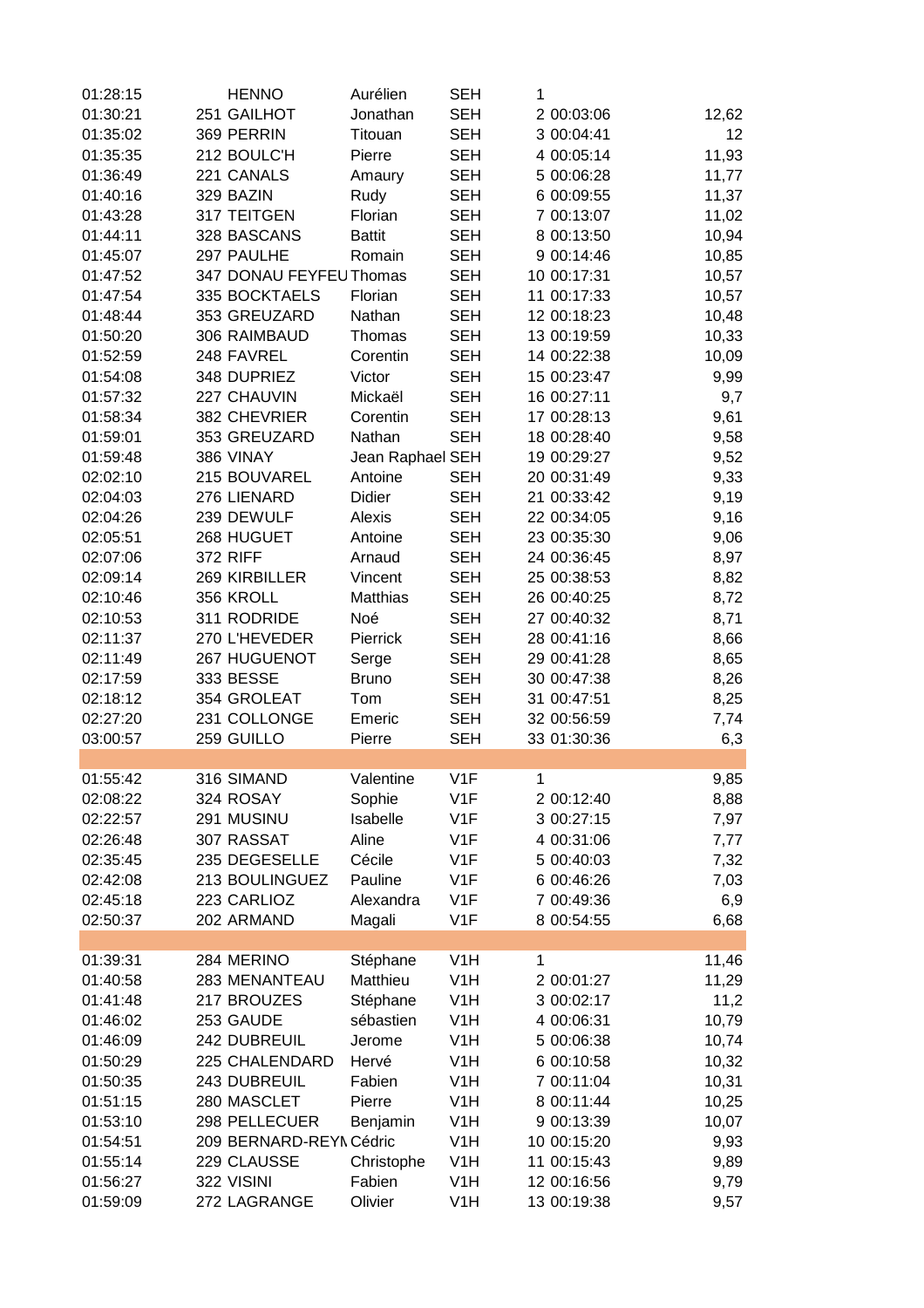| Temps | Dossard | Nom | Prénom | Cat. | Clt | Écart | Vitesse |
|---|---|---|---|---|---|---|---|
| 01:28:15 | | HENNO | Aurélien | SEH | 1 | | |
| 01:30:21 | 251 | GAILHOT | Jonathan | SEH | 2 | 00:03:06 | 12,62 |
| 01:35:02 | 369 | PERRIN | Titouan | SEH | 3 | 00:04:41 | 12 |
| 01:35:35 | 212 | BOULC'H | Pierre | SEH | 4 | 00:05:14 | 11,93 |
| 01:36:49 | 221 | CANALS | Amaury | SEH | 5 | 00:06:28 | 11,77 |
| 01:40:16 | 329 | BAZIN | Rudy | SEH | 6 | 00:09:55 | 11,37 |
| 01:43:28 | 317 | TEITGEN | Florian | SEH | 7 | 00:13:07 | 11,02 |
| 01:44:11 | 328 | BASCANS | Battit | SEH | 8 | 00:13:50 | 10,94 |
| 01:45:07 | 297 | PAULHE | Romain | SEH | 9 | 00:14:46 | 10,85 |
| 01:47:52 | 347 | DONAU FEYFEU | Thomas | SEH | 10 | 00:17:31 | 10,57 |
| 01:47:54 | 335 | BOCKTAELS | Florian | SEH | 11 | 00:17:33 | 10,57 |
| 01:48:44 | 353 | GREUZARD | Nathan | SEH | 12 | 00:18:23 | 10,48 |
| 01:50:20 | 306 | RAIMBAUD | Thomas | SEH | 13 | 00:19:59 | 10,33 |
| 01:52:59 | 248 | FAVREL | Corentin | SEH | 14 | 00:22:38 | 10,09 |
| 01:54:08 | 348 | DUPRIEZ | Victor | SEH | 15 | 00:23:47 | 9,99 |
| 01:57:32 | 227 | CHAUVIN | Mickaël | SEH | 16 | 00:27:11 | 9,7 |
| 01:58:34 | 382 | CHEVRIER | Corentin | SEH | 17 | 00:28:13 | 9,61 |
| 01:59:01 | 353 | GREUZARD | Nathan | SEH | 18 | 00:28:40 | 9,58 |
| 01:59:48 | 386 | VINAY | Jean Raphael | SEH | 19 | 00:29:27 | 9,52 |
| 02:02:10 | 215 | BOUVAREL | Antoine | SEH | 20 | 00:31:49 | 9,33 |
| 02:04:03 | 276 | LIENARD | Didier | SEH | 21 | 00:33:42 | 9,19 |
| 02:04:26 | 239 | DEWULF | Alexis | SEH | 22 | 00:34:05 | 9,16 |
| 02:05:51 | 268 | HUGUET | Antoine | SEH | 23 | 00:35:30 | 9,06 |
| 02:07:06 | 372 | RIFF | Arnaud | SEH | 24 | 00:36:45 | 8,97 |
| 02:09:14 | 269 | KIRBILLER | Vincent | SEH | 25 | 00:38:53 | 8,82 |
| 02:10:46 | 356 | KROLL | Matthias | SEH | 26 | 00:40:25 | 8,72 |
| 02:10:53 | 311 | RODRIDE | Noé | SEH | 27 | 00:40:32 | 8,71 |
| 02:11:37 | 270 | L'HEVEDER | Pierrick | SEH | 28 | 00:41:16 | 8,66 |
| 02:11:49 | 267 | HUGUENOT | Serge | SEH | 29 | 00:41:28 | 8,65 |
| 02:17:59 | 333 | BESSE | Bruno | SEH | 30 | 00:47:38 | 8,26 |
| 02:18:12 | 354 | GROLEAT | Tom | SEH | 31 | 00:47:51 | 8,25 |
| 02:27:20 | 231 | COLLONGE | Emeric | SEH | 32 | 00:56:59 | 7,74 |
| 03:00:57 | 259 | GUILLO | Pierre | SEH | 33 | 01:30:36 | 6,3 |
| | | | | | | | |
| 01:55:42 | 316 | SIMAND | Valentine | V1F | 1 | | 9,85 |
| 02:08:22 | 324 | ROSAY | Sophie | V1F | 2 | 00:12:40 | 8,88 |
| 02:22:57 | 291 | MUSINU | Isabelle | V1F | 3 | 00:27:15 | 7,97 |
| 02:26:48 | 307 | RASSAT | Aline | V1F | 4 | 00:31:06 | 7,77 |
| 02:35:45 | 235 | DEGESELLE | Cécile | V1F | 5 | 00:40:03 | 7,32 |
| 02:42:08 | 213 | BOULINGUEZ | Pauline | V1F | 6 | 00:46:26 | 7,03 |
| 02:45:18 | 223 | CARLIOZ | Alexandra | V1F | 7 | 00:49:36 | 6,9 |
| 02:50:37 | 202 | ARMAND | Magali | V1F | 8 | 00:54:55 | 6,68 |
| | | | | | | | |
| 01:39:31 | 284 | MERINO | Stéphane | V1H | 1 | | 11,46 |
| 01:40:58 | 283 | MENANTEAU | Matthieu | V1H | 2 | 00:01:27 | 11,29 |
| 01:41:48 | 217 | BROUZES | Stéphane | V1H | 3 | 00:02:17 | 11,2 |
| 01:46:02 | 253 | GAUDE | sébastien | V1H | 4 | 00:06:31 | 10,79 |
| 01:46:09 | 242 | DUBREUIL | Jerome | V1H | 5 | 00:06:38 | 10,74 |
| 01:50:29 | 225 | CHALENDARD | Hervé | V1H | 6 | 00:10:58 | 10,32 |
| 01:50:35 | 243 | DUBREUIL | Fabien | V1H | 7 | 00:11:04 | 10,31 |
| 01:51:15 | 280 | MASCLET | Pierre | V1H | 8 | 00:11:44 | 10,25 |
| 01:53:10 | 298 | PELLECUER | Benjamin | V1H | 9 | 00:13:39 | 10,07 |
| 01:54:51 | 209 | BERNARD-REYN | Cédric | V1H | 10 | 00:15:20 | 9,93 |
| 01:55:14 | 229 | CLAUSSE | Christophe | V1H | 11 | 00:15:43 | 9,89 |
| 01:56:27 | 322 | VISINI | Fabien | V1H | 12 | 00:16:56 | 9,79 |
| 01:59:09 | 272 | LAGRANGE | Olivier | V1H | 13 | 00:19:38 | 9,57 |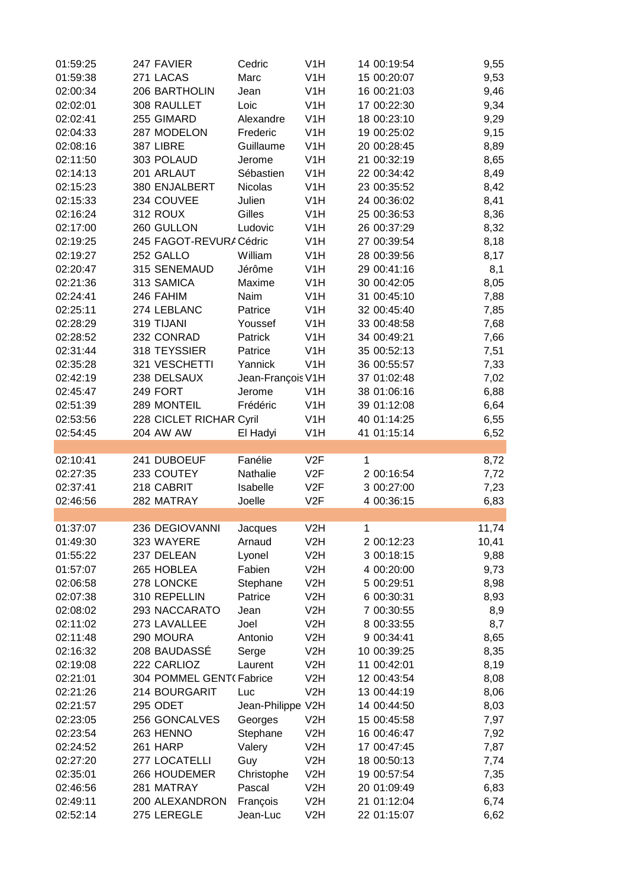| | | | | | | | |
|---|---|---|---|---|---|---|---|
| 01:59:25 | 247 | FAVIER | Cedric | V1H | 14 | 00:19:54 | 9,55 |
| 01:59:38 | 271 | LACAS | Marc | V1H | 15 | 00:20:07 | 9,53 |
| 02:00:34 | 206 | BARTHOLIN | Jean | V1H | 16 | 00:21:03 | 9,46 |
| 02:02:01 | 308 | RAULLET | Loic | V1H | 17 | 00:22:30 | 9,34 |
| 02:02:41 | 255 | GIMARD | Alexandre | V1H | 18 | 00:23:10 | 9,29 |
| 02:04:33 | 287 | MODELON | Frederic | V1H | 19 | 00:25:02 | 9,15 |
| 02:08:16 | 387 | LIBRE | Guillaume | V1H | 20 | 00:28:45 | 8,89 |
| 02:11:50 | 303 | POLAUD | Jerome | V1H | 21 | 00:32:19 | 8,65 |
| 02:14:13 | 201 | ARLAUT | Sébastien | V1H | 22 | 00:34:42 | 8,49 |
| 02:15:23 | 380 | ENJALBERT | Nicolas | V1H | 23 | 00:35:52 | 8,42 |
| 02:15:33 | 234 | COUVEE | Julien | V1H | 24 | 00:36:02 | 8,41 |
| 02:16:24 | 312 | ROUX | Gilles | V1H | 25 | 00:36:53 | 8,36 |
| 02:17:00 | 260 | GULLON | Ludovic | V1H | 26 | 00:37:29 | 8,32 |
| 02:19:25 | 245 | FAGOT-REVURA | Cédric | V1H | 27 | 00:39:54 | 8,18 |
| 02:19:27 | 252 | GALLO | William | V1H | 28 | 00:39:56 | 8,17 |
| 02:20:47 | 315 | SENEMAUD | Jérôme | V1H | 29 | 00:41:16 | 8,1 |
| 02:21:36 | 313 | SAMICA | Maxime | V1H | 30 | 00:42:05 | 8,05 |
| 02:24:41 | 246 | FAHIM | Naim | V1H | 31 | 00:45:10 | 7,88 |
| 02:25:11 | 274 | LEBLANC | Patrice | V1H | 32 | 00:45:40 | 7,85 |
| 02:28:29 | 319 | TIJANI | Youssef | V1H | 33 | 00:48:58 | 7,68 |
| 02:28:52 | 232 | CONRAD | Patrick | V1H | 34 | 00:49:21 | 7,66 |
| 02:31:44 | 318 | TEYSSIER | Patrice | V1H | 35 | 00:52:13 | 7,51 |
| 02:35:28 | 321 | VESCHETTI | Yannick | V1H | 36 | 00:55:57 | 7,33 |
| 02:42:19 | 238 | DELSAUX | Jean-François | V1H | 37 | 01:02:48 | 7,02 |
| 02:45:47 | 249 | FORT | Jerome | V1H | 38 | 01:06:16 | 6,88 |
| 02:51:39 | 289 | MONTEIL | Frédéric | V1H | 39 | 01:12:08 | 6,64 |
| 02:53:56 | 228 | CICLET RICHAR | Cyril | V1H | 40 | 01:14:25 | 6,55 |
| 02:54:45 | 204 | AW AW | El Hadyi | V1H | 41 | 01:15:14 | 6,52 |
| | | | | | | | |
| 02:10:41 | 241 | DUBOEUF | Fanélie | V2F | 1 | | 8,72 |
| 02:27:35 | 233 | COUTEY | Nathalie | V2F | 2 | 00:16:54 | 7,72 |
| 02:37:41 | 218 | CABRIT | Isabelle | V2F | 3 | 00:27:00 | 7,23 |
| 02:46:56 | 282 | MATRAY | Joelle | V2F | 4 | 00:36:15 | 6,83 |
| | | | | | | | |
| 01:37:07 | 236 | DEGIOVANNI | Jacques | V2H | 1 | | 11,74 |
| 01:49:30 | 323 | WAYERE | Arnaud | V2H | 2 | 00:12:23 | 10,41 |
| 01:55:22 | 237 | DELEAN | Lyonel | V2H | 3 | 00:18:15 | 9,88 |
| 01:57:07 | 265 | HOBLEA | Fabien | V2H | 4 | 00:20:00 | 9,73 |
| 02:06:58 | 278 | LONCKE | Stephane | V2H | 5 | 00:29:51 | 8,98 |
| 02:07:38 | 310 | REPELLIN | Patrice | V2H | 6 | 00:30:31 | 8,93 |
| 02:08:02 | 293 | NACCARATO | Jean | V2H | 7 | 00:30:55 | 8,9 |
| 02:11:02 | 273 | LAVALLEE | Joel | V2H | 8 | 00:33:55 | 8,7 |
| 02:11:48 | 290 | MOURA | Antonio | V2H | 9 | 00:34:41 | 8,65 |
| 02:16:32 | 208 | BAUDASSÉ | Serge | V2H | 10 | 00:39:25 | 8,35 |
| 02:19:08 | 222 | CARLIOZ | Laurent | V2H | 11 | 00:42:01 | 8,19 |
| 02:21:01 | 304 | POMMEL GENT( | Fabrice | V2H | 12 | 00:43:54 | 8,08 |
| 02:21:26 | 214 | BOURGARIT | Luc | V2H | 13 | 00:44:19 | 8,06 |
| 02:21:57 | 295 | ODET | Jean-Philippe | V2H | 14 | 00:44:50 | 8,03 |
| 02:23:05 | 256 | GONCALVES | Georges | V2H | 15 | 00:45:58 | 7,97 |
| 02:23:54 | 263 | HENNO | Stephane | V2H | 16 | 00:46:47 | 7,92 |
| 02:24:52 | 261 | HARP | Valery | V2H | 17 | 00:47:45 | 7,87 |
| 02:27:20 | 277 | LOCATELLI | Guy | V2H | 18 | 00:50:13 | 7,74 |
| 02:35:01 | 266 | HOUDEMER | Christophe | V2H | 19 | 00:57:54 | 7,35 |
| 02:46:56 | 281 | MATRAY | Pascal | V2H | 20 | 01:09:49 | 6,83 |
| 02:49:11 | 200 | ALEXANDRON | François | V2H | 21 | 01:12:04 | 6,74 |
| 02:52:14 | 275 | LEREGLE | Jean-Luc | V2H | 22 | 01:15:07 | 6,62 |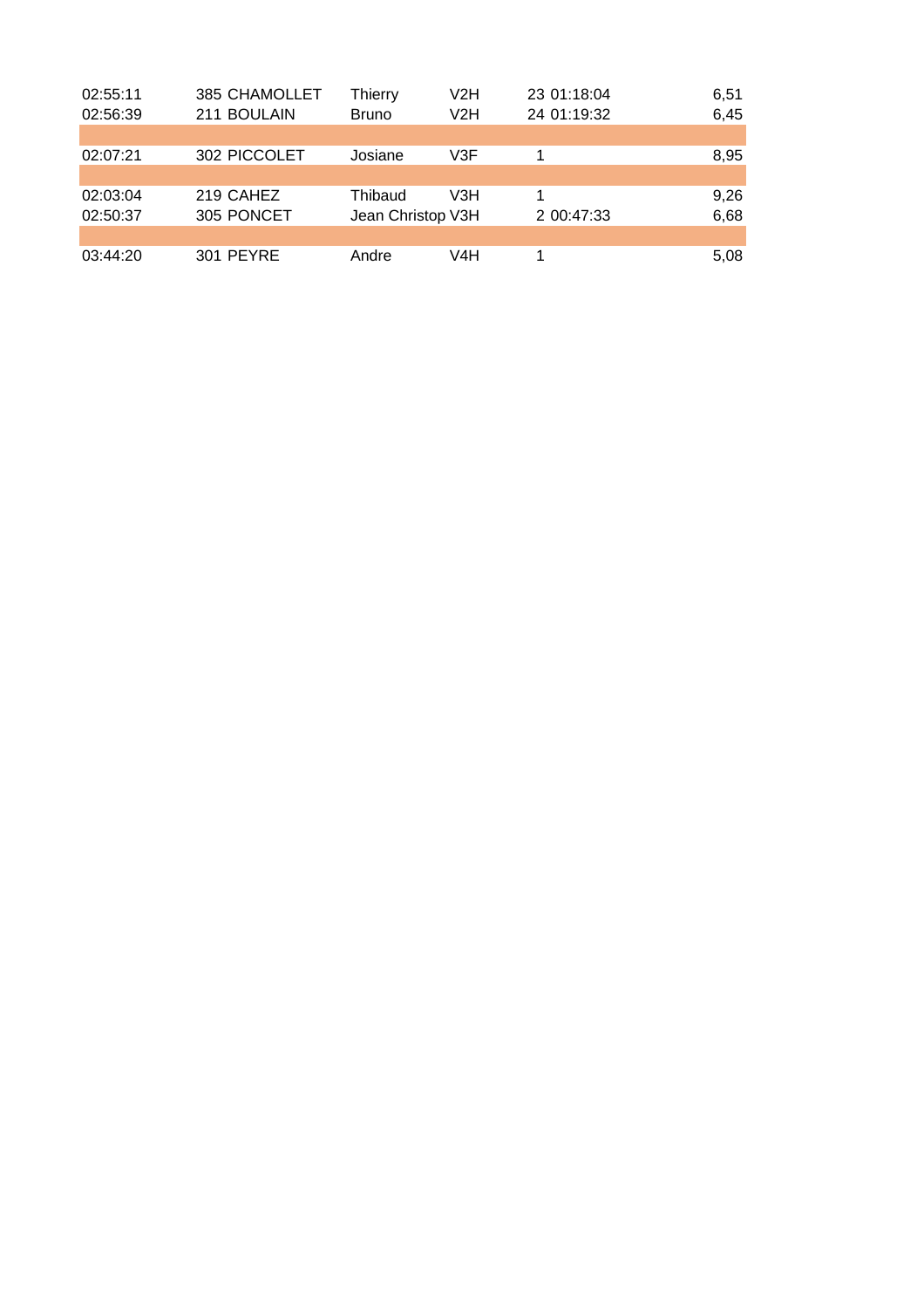| | | | | | | | |
|---|---|---|---|---|---|---|---|
| 02:55:11 | 385 | CHAMOLLET | Thierry | V2H | 23 | 01:18:04 | 6,51 |
| 02:56:39 | 211 | BOULAIN | Bruno | V2H | 24 | 01:19:32 | 6,45 |
| | | | | | | | |
| 02:07:21 | 302 | PICCOLET | Josiane | V3F | 1 | | 8,95 |
| | | | | | | | |
| 02:03:04 | 219 | CAHEZ | Thibaud | V3H | 1 | | 9,26 |
| 02:50:37 | 305 | PONCET | Jean Christop | V3H | 2 | 00:47:33 | 6,68 |
| | | | | | | | |
| 03:44:20 | 301 | PEYRE | Andre | V4H | 1 | | 5,08 |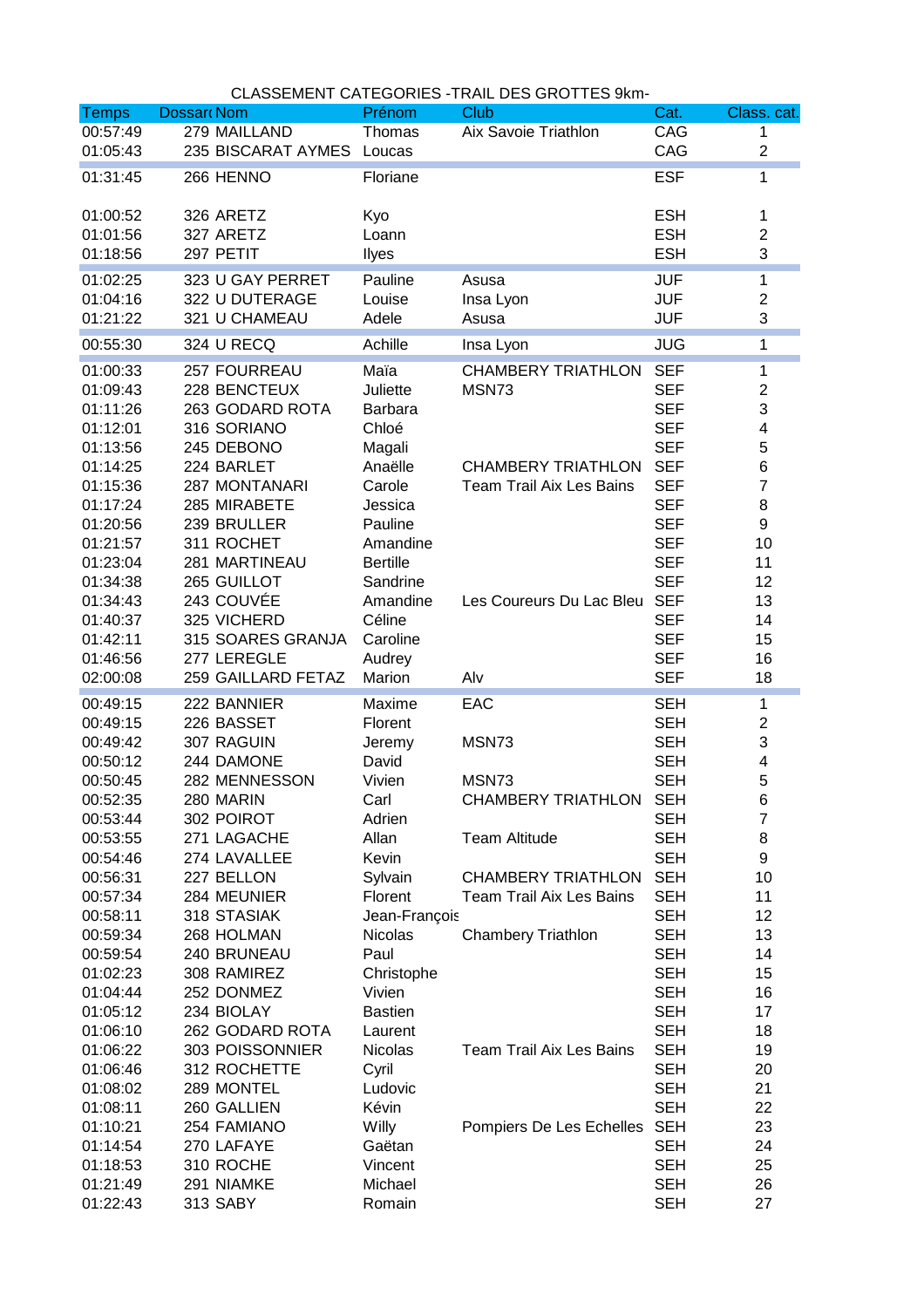CLASSEMENT CATEGORIES -TRAIL DES GROTTES 9km-

| Temps | Dossard | Nom | Prénom | Club | Cat. | Class. cat. |
|---|---|---|---|---|---|---|
| 00:57:49 | 279 | MAILLAND | Thomas | Aix Savoie Triathlon | CAG | 1 |
| 01:05:43 | 235 | BISCARAT AYMES | Loucas | | CAG | 2 |
| 01:31:45 | 266 | HENNO | Floriane | | ESF | 1 |
| 01:00:52 | 326 | ARETZ | Kyo | | ESH | 1 |
| 01:01:56 | 327 | ARETZ | Loann | | ESH | 2 |
| 01:18:56 | 297 | PETIT | Ilyes | | ESH | 3 |
| 01:02:25 | 323 | U GAY PERRET | Pauline | Asusa | JUF | 1 |
| 01:04:16 | 322 | U DUTERAGE | Louise | Insa Lyon | JUF | 2 |
| 01:21:22 | 321 | U CHAMEAU | Adele | Asusa | JUF | 3 |
| 00:55:30 | 324 | U RECQ | Achille | Insa Lyon | JUG | 1 |
| 01:00:33 | 257 | FOURREAU | Maïa | CHAMBERY TRIATHLON | SEF | 1 |
| 01:09:43 | 228 | BENCTEUX | Juliette | MSN73 | SEF | 2 |
| 01:11:26 | 263 | GODARD ROTA | Barbara | | SEF | 3 |
| 01:12:01 | 316 | SORIANO | Chloé | | SEF | 4 |
| 01:13:56 | 245 | DEBONO | Magali | | SEF | 5 |
| 01:14:25 | 224 | BARLET | Anaëlle | CHAMBERY TRIATHLON | SEF | 6 |
| 01:15:36 | 287 | MONTANARI | Carole | Team Trail Aix Les Bains | SEF | 7 |
| 01:17:24 | 285 | MIRABETE | Jessica | | SEF | 8 |
| 01:20:56 | 239 | BRULLER | Pauline | | SEF | 9 |
| 01:21:57 | 311 | ROCHET | Amandine | | SEF | 10 |
| 01:23:04 | 281 | MARTINEAU | Bertille | | SEF | 11 |
| 01:34:38 | 265 | GUILLOT | Sandrine | | SEF | 12 |
| 01:34:43 | 243 | COUVÉE | Amandine | Les Coureurs Du Lac Bleu | SEF | 13 |
| 01:40:37 | 325 | VICHERD | Céline | | SEF | 14 |
| 01:42:11 | 315 | SOARES GRANJA | Caroline | | SEF | 15 |
| 01:46:56 | 277 | LEREGLE | Audrey | | SEF | 16 |
| 02:00:08 | 259 | GAILLARD FETAZ | Marion | Alv | SEF | 18 |
| 00:49:15 | 222 | BANNIER | Maxime | EAC | SEH | 1 |
| 00:49:15 | 226 | BASSET | Florent | | SEH | 2 |
| 00:49:42 | 307 | RAGUIN | Jeremy | MSN73 | SEH | 3 |
| 00:50:12 | 244 | DAMONE | David | | SEH | 4 |
| 00:50:45 | 282 | MENNESSON | Vivien | MSN73 | SEH | 5 |
| 00:52:35 | 280 | MARIN | Carl | CHAMBERY TRIATHLON | SEH | 6 |
| 00:53:44 | 302 | POIROT | Adrien | | SEH | 7 |
| 00:53:55 | 271 | LAGACHE | Allan | Team Altitude | SEH | 8 |
| 00:54:46 | 274 | LAVALLEE | Kevin | | SEH | 9 |
| 00:56:31 | 227 | BELLON | Sylvain | CHAMBERY TRIATHLON | SEH | 10 |
| 00:57:34 | 284 | MEUNIER | Florent | Team Trail Aix Les Bains | SEH | 11 |
| 00:58:11 | 318 | STASIAK | Jean-François | | SEH | 12 |
| 00:59:34 | 268 | HOLMAN | Nicolas | Chambery Triathlon | SEH | 13 |
| 00:59:54 | 240 | BRUNEAU | Paul | | SEH | 14 |
| 01:02:23 | 308 | RAMIREZ | Christophe | | SEH | 15 |
| 01:04:44 | 252 | DONMEZ | Vivien | | SEH | 16 |
| 01:05:12 | 234 | BIOLAY | Bastien | | SEH | 17 |
| 01:06:10 | 262 | GODARD ROTA | Laurent | | SEH | 18 |
| 01:06:22 | 303 | POISSONNIER | Nicolas | Team Trail Aix Les Bains | SEH | 19 |
| 01:06:46 | 312 | ROCHETTE | Cyril | | SEH | 20 |
| 01:08:02 | 289 | MONTEL | Ludovic | | SEH | 21 |
| 01:08:11 | 260 | GALLIEN | Kévin | | SEH | 22 |
| 01:10:21 | 254 | FAMIANO | Willy | Pompiers De Les Echelles | SEH | 23 |
| 01:14:54 | 270 | LAFAYE | Gaëtan | | SEH | 24 |
| 01:18:53 | 310 | ROCHE | Vincent | | SEH | 25 |
| 01:21:49 | 291 | NIAMKE | Michael | | SEH | 26 |
| 01:22:43 | 313 | SABY | Romain | | SEH | 27 |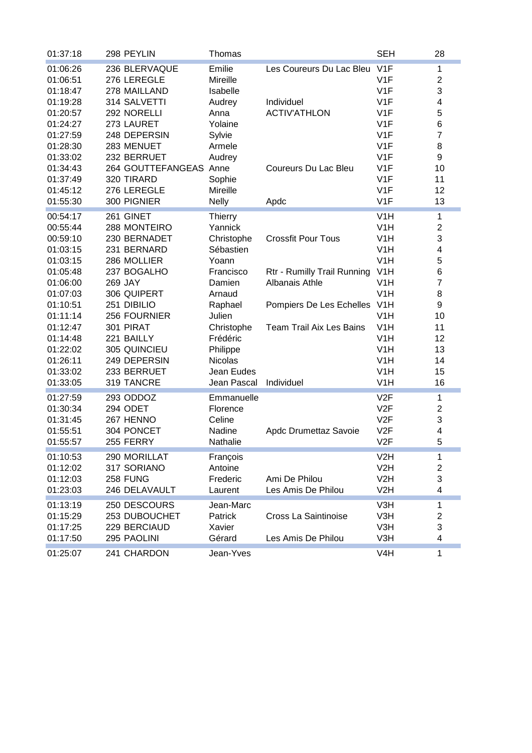| | | | | | | |
|---|---|---|---|---|---|---|
| 01:37:18 | 298 | PEYLIN | Thomas | | SEH | 28 |
| 01:06:26 | 236 | BLERVAQUE | Emilie | Les Coureurs Du Lac Bleu | V1F | 1 |
| 01:06:51 | 276 | LEREGLE | Mireille | | V1F | 2 |
| 01:18:47 | 278 | MAILLAND | Isabelle | | V1F | 3 |
| 01:19:28 | 314 | SALVETTI | Audrey | Individuel | V1F | 4 |
| 01:20:57 | 292 | NORELLI | Anna | ACTIV'ATHLON | V1F | 5 |
| 01:24:27 | 273 | LAURET | Yolaine | | V1F | 6 |
| 01:27:59 | 248 | DEPERSIN | Sylvie | | V1F | 7 |
| 01:28:30 | 283 | MENUET | Armele | | V1F | 8 |
| 01:33:02 | 232 | BERRUET | Audrey | | V1F | 9 |
| 01:34:43 | 264 | GOUTTEFANGEAS | Anne | Coureurs Du Lac Bleu | V1F | 10 |
| 01:37:49 | 320 | TIRARD | Sophie | | V1F | 11 |
| 01:45:12 | 276 | LEREGLE | Mireille | | V1F | 12 |
| 01:55:30 | 300 | PIGNIER | Nelly | Apdc | V1F | 13 |
| 00:54:17 | 261 | GINET | Thierry | | V1H | 1 |
| 00:55:44 | 288 | MONTEIRO | Yannick | | V1H | 2 |
| 00:59:10 | 230 | BERNADET | Christophe | Crossfit Pour Tous | V1H | 3 |
| 01:03:15 | 231 | BERNARD | Sébastien | | V1H | 4 |
| 01:03:15 | 286 | MOLLIER | Yoann | | V1H | 5 |
| 01:05:48 | 237 | BOGALHO | Francisco | Rtr - Rumilly Trail Running | V1H | 6 |
| 01:06:00 | 269 | JAY | Damien | Albanais Athle | V1H | 7 |
| 01:07:03 | 306 | QUIPERT | Arnaud | | V1H | 8 |
| 01:10:51 | 251 | DIBILIO | Raphael | Pompiers De Les Echelles | V1H | 9 |
| 01:11:14 | 256 | FOURNIER | Julien | | V1H | 10 |
| 01:12:47 | 301 | PIRAT | Christophe | Team Trail Aix Les Bains | V1H | 11 |
| 01:14:48 | 221 | BAILLY | Frédéric | | V1H | 12 |
| 01:22:02 | 305 | QUINCIEU | Philippe | | V1H | 13 |
| 01:26:11 | 249 | DEPERSIN | Nicolas | | V1H | 14 |
| 01:33:02 | 233 | BERRUET | Jean Eudes | | V1H | 15 |
| 01:33:05 | 319 | TANCRE | Jean Pascal | Individuel | V1H | 16 |
| 01:27:59 | 293 | ODDOZ | Emmanuelle | | V2F | 1 |
| 01:30:34 | 294 | ODET | Florence | | V2F | 2 |
| 01:31:45 | 267 | HENNO | Celine | | V2F | 3 |
| 01:55:51 | 304 | PONCET | Nadine | Apdc Drumettaz Savoie | V2F | 4 |
| 01:55:57 | 255 | FERRY | Nathalie | | V2F | 5 |
| 01:10:53 | 290 | MORILLAT | François | | V2H | 1 |
| 01:12:02 | 317 | SORIANO | Antoine | | V2H | 2 |
| 01:12:03 | 258 | FUNG | Frederic | Ami De Philou | V2H | 3 |
| 01:23:03 | 246 | DELAVAULT | Laurent | Les Amis De Philou | V2H | 4 |
| 01:13:19 | 250 | DESCOURS | Jean-Marc | | V3H | 1 |
| 01:15:29 | 253 | DUBOUCHET | Patrick | Cross La Saintinoise | V3H | 2 |
| 01:17:25 | 229 | BERCIAUD | Xavier | | V3H | 3 |
| 01:17:50 | 295 | PAOLINI | Gérard | Les Amis De Philou | V3H | 4 |
| 01:25:07 | 241 | CHARDON | Jean-Yves | | V4H | 1 |